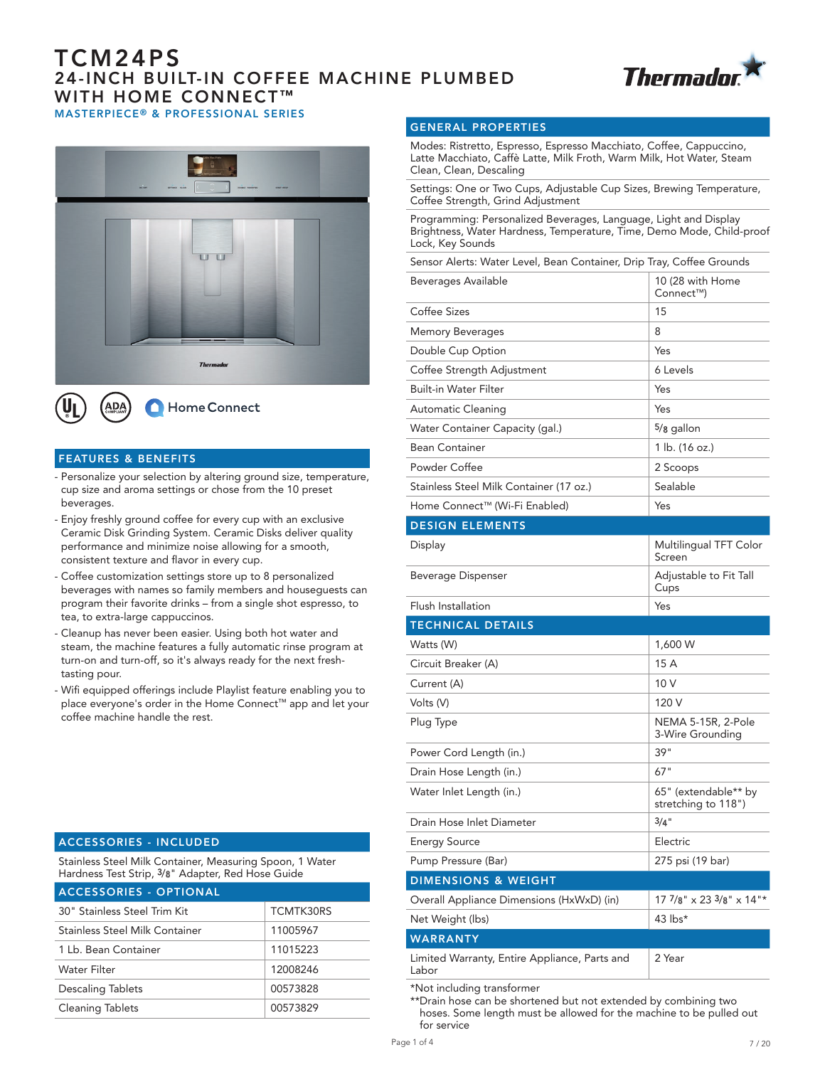# TCM24PS

## 24-INCH BUILT-IN COFFEE MACHINE PLUMBED WITH HOME CONNECT™

### MASTERPIECE® & PROFESSIONAL SERIES

## FEATURES & BENEFITS

- Personalize your selection by altering ground size, temperature, cup size and aroma settings or chose from the 10 preset beverages.
- Enjoy freshly ground coffee for every cup with an exclusive Ceramic Disk Grinding System. Ceramic Disks deliver quality performance and minimize noise allowing for a smooth, consistent texture and flavor in every cup.
- Coffee customization settings store up to 8 personalized beverages with names so family members and houseguests can program their favorite drinks – from a single shot espresso, to tea, to extra-large cappuccinos.
- Cleanup has never been easier. Using both hot water and steam, the machine features a fully automatic rinse program at turn-on and turn-off, so it's always ready for the next fresh-tasting pour.
- Wifi equipped offerings include Playlist feature enabling you to place everyone's order in the Home Connect™ app and let your coffee machine handle the rest.

## ACCESSORIES - INCLUDED

Stainless Steel Milk Container, Measuring Spoon, 1 Water Hardness Test Strip, 3/8" Adapter, Red Hose Guide

## ACCESSORIES - OPTIONAL

| Accessory | Part Number |
|---|---|
| 30" Stainless Steel Trim Kit | TCMTK30RS |
| Stainless Steel Milk Container | 11005967 |
| 1 Lb. Bean Container | 11015223 |
| Water Filter | 12008246 |
| Descaling Tablets | 00573828 |
| Cleaning Tablets | 00573829 |

## GENERAL PROPERTIES

Modes: Ristretto, Espresso, Espresso Macchiato, Coffee, Cappuccino, Latte Macchiato, Caffè Latte, Milk Froth, Warm Milk, Hot Water, Steam Clean, Clean, Descaling

Settings: One or Two Cups, Adjustable Cup Sizes, Brewing Temperature, Coffee Strength, Grind Adjustment

Programming: Personalized Beverages, Language, Light and Display Brightness, Water Hardness, Temperature, Time, Demo Mode, Child-proof Lock, Key Sounds

Sensor Alerts: Water Level, Bean Container, Drip Tray, Coffee Grounds

| Property | Value |
|---|---|
| Beverages Available | 10 (28 with Home Connect™) |
| Coffee Sizes | 15 |
| Memory Beverages | 8 |
| Double Cup Option | Yes |
| Coffee Strength Adjustment | 6 Levels |
| Built-in Water Filter | Yes |
| Automatic Cleaning | Yes |
| Water Container Capacity (gal.) | 5/8 gallon |
| Bean Container | 1 lb. (16 oz.) |
| Powder Coffee | 2 Scoops |
| Stainless Steel Milk Container (17 oz.) | Sealable |
| Home Connect™ (Wi-Fi Enabled) | Yes |

## DESIGN ELEMENTS

| Property | Value |
|---|---|
| Display | Multilingual TFT Color Screen |
| Beverage Dispenser | Adjustable to Fit Tall Cups |
| Flush Installation | Yes |

## TECHNICAL DETAILS

| Property | Value |
|---|---|
| Watts (W) | 1,600 W |
| Circuit Breaker (A) | 15 A |
| Current (A) | 10 V |
| Volts (V) | 120 V |
| Plug Type | NEMA 5-15R, 2-Pole 3-Wire Grounding |
| Power Cord Length (in.) | 39" |
| Drain Hose Length (in.) | 67" |
| Water Inlet Length (in.) | 65" (extendable** by stretching to 118") |
| Drain Hose Inlet Diameter | 3/4" |
| Energy Source | Electric |
| Pump Pressure (Bar) | 275 psi (19 bar) |

## DIMENSIONS & WEIGHT

| Property | Value |
|---|---|
| Overall Appliance Dimensions (HxWxD) (in) | 17 7/8" x 23 3/8" x 14"* |
| Net Weight (lbs) | 43 lbs* |

## WARRANTY

| Property | Value |
|---|---|
| Limited Warranty, Entire Appliance, Parts and Labor | 2 Year |

*Not including transformer

**Drain hose can be shortened but not extended by combining two hoses. Some length must be allowed for the machine to be pulled out for service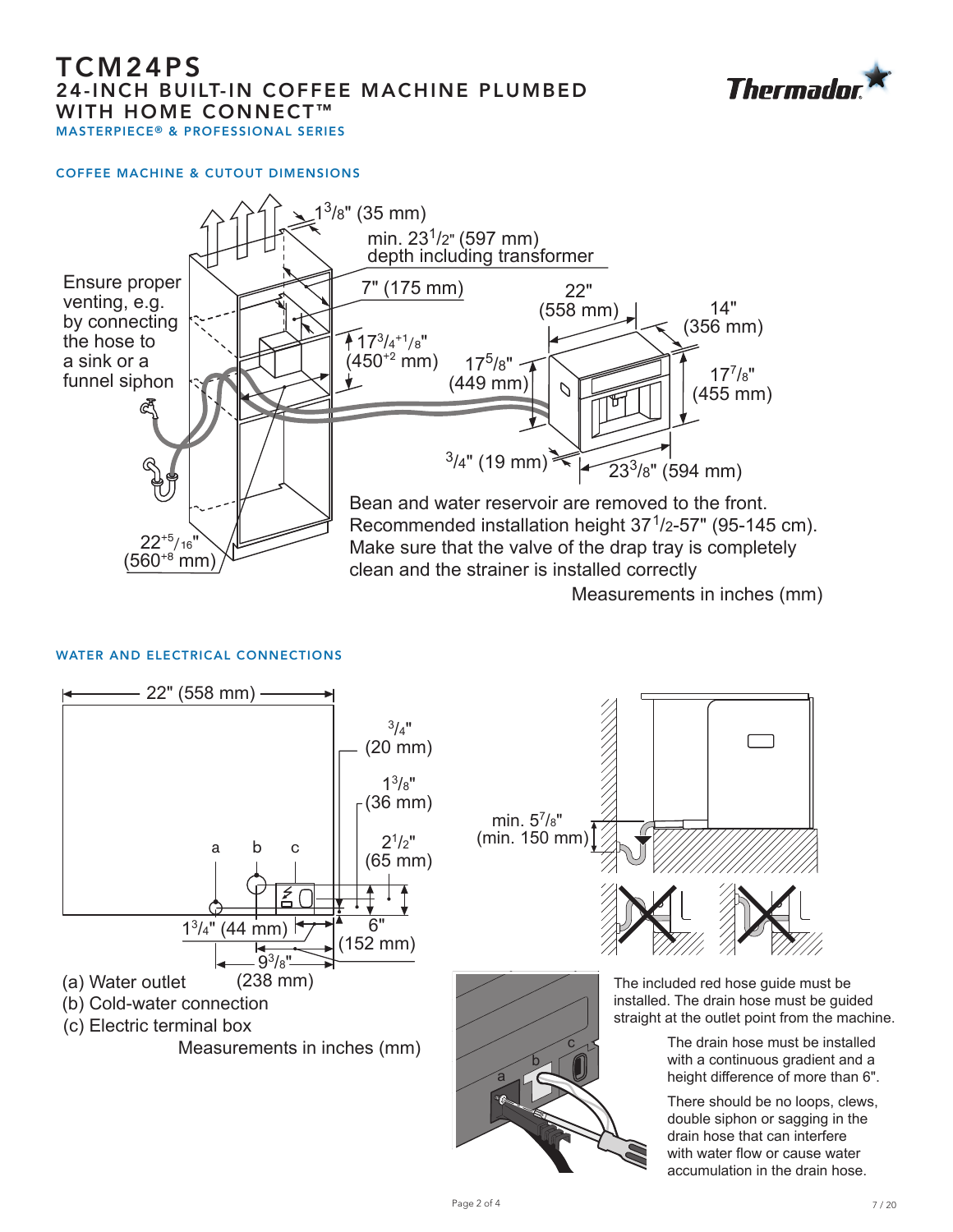# TCM24PS

## 24-INCH BUILT-IN COFFEE MACHINE PLUMBED WITH HOME CONNECT™

MASTERPIECE® & PROFESSIONAL SERIES

### COFFEE MACHINE & CUTOUT DIMENSIONS

Ensure proper venting, e.g. by connecting the hose to a sink or a funnel siphon

$1^3/_8$" (35 mm)

min. $23^1/_2$" (597 mm) depth including transformer

7" (175 mm)

22" (558 mm)

14" (356 mm)

$17^3/_4{}^{+1}/_8$" ($450^{+2}$ mm)

$17^5/_8$" (449 mm)

$17^7/_8$" (455 mm)

$^3/_4$" (19 mm)

$23^3/_8$" (594 mm)

$22^{+5}/_{16}$" ($560^{+8}$ mm)

Bean and water reservoir are removed to the front.
Recommended installation height $37^1/_2$-57" (95-145 cm).
Make sure that the valve of the drap tray is completely clean and the strainer is installed correctly

Measurements in inches (mm)

### WATER AND ELECTRICAL CONNECTIONS

22" (558 mm)

$^3/_4$" (20 mm)

$1^3/_8$" (36 mm)

$2^1/_2$" (65 mm)

a b c

$1^3/_4$" (44 mm)

6" (152 mm)

$9^3/_8$" (238 mm)

(a) Water outlet
(b) Cold-water connection
(c) Electric terminal box

Measurements in inches (mm)

min. $5^7/_8$" (min. 150 mm)

The included red hose guide must be installed. The drain hose must be guided straight at the outlet point from the machine.

The drain hose must be installed with a continuous gradient and a height difference of more than 6".

There should be no loops, clews, double siphon or sagging in the drain hose that can interfere with water flow or cause water accumulation in the drain hose.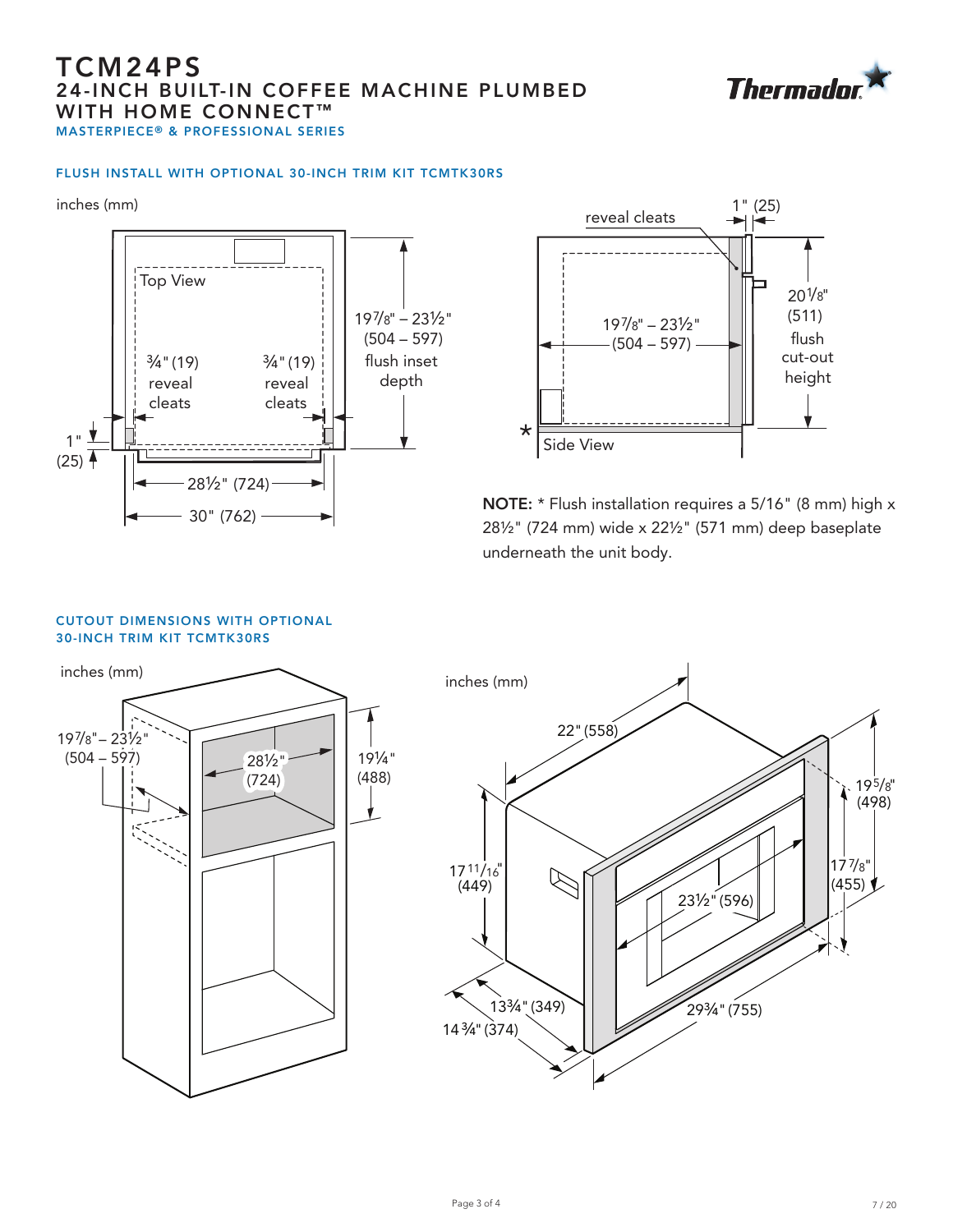# TCM24PS
## 24-INCH BUILT-IN COFFEE MACHINE PLUMBED WITH HOME CONNECT™
### MASTERPIECE® & PROFESSIONAL SERIES

Thermador

### FLUSH INSTALL WITH OPTIONAL 30-INCH TRIM KIT TCMTK30RS

inches (mm)

Top View

¾" (19) reveal cleats

¾" (19) reveal cleats

19⅞" – 23½" (504 – 597) flush inset depth

1" (25)

28½" (724)

30" (762)

reveal cleats

1" (25)

19⅞" – 23½" (504 – 597)

20⅛" (511) flush cut-out height

*

Side View

**NOTE:** * Flush installation requires a 5/16" (8 mm) high x 28½" (724 mm) wide x 22½" (571 mm) deep baseplate underneath the unit body.

### CUTOUT DIMENSIONS WITH OPTIONAL 30-INCH TRIM KIT TCMTK30RS

inches (mm)

19⅞" – 23½" (504 – 597)

28½" (724)

19¼" (488)

inches (mm)

22" (558)

19⅝" (498)

17 11/16" (449)

17⅞" (455)

23½" (596)

13¾" (349)

14¾" (374)

29¾" (755)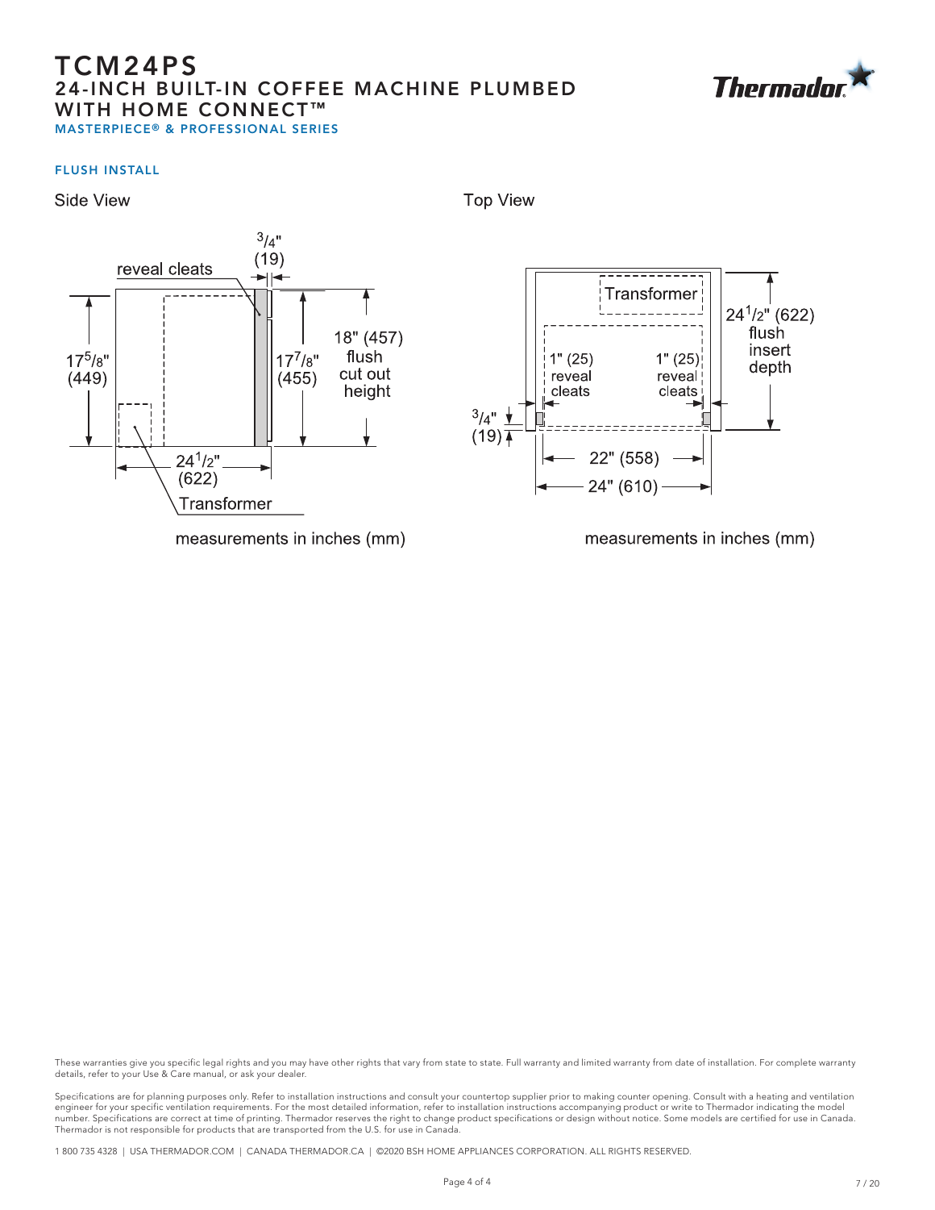# TCM24PS

## 24-INCH BUILT-IN COFFEE MACHINE PLUMBED WITH HOME CONNECT™

MASTERPIECE® & PROFESSIONAL SERIES

### FLUSH INSTALL

**Side View**

3/4" (19)

reveal cleats

18" (457) flush cut out height

17 5/8" (449)

17 7/8" (455)

24 1/2" (622)

Transformer

measurements in inches (mm)

**Top View**

Transformer

24 1/2" (622) flush insert depth

1" (25) reveal cleats

1" (25) reveal cleats

3/4" (19)

22" (558)

24" (610)

measurements in inches (mm)

These warranties give you specific legal rights and you may have other rights that vary from state to state. Full warranty and limited warranty from date of installation. For complete warranty details, refer to your Use & Care manual, or ask your dealer.

Specifications are for planning purposes only. Refer to installation instructions and consult your countertop supplier prior to making counter opening. Consult with a heating and ventilation engineer for your specific ventilation requirements. For the most detailed information, refer to installation instructions accompanying product or write to Thermador indicating the model number. Specifications are correct at time of printing. Thermador reserves the right to change product specifications or design without notice. Some models are certified for use in Canada. Thermador is not responsible for products that are transported from the U.S. for use in Canada.

1 800 735 4328 | USA THERMADOR.COM | CANADA THERMADOR.CA | ©2020 BSH HOME APPLIANCES CORPORATION. ALL RIGHTS RESERVED.